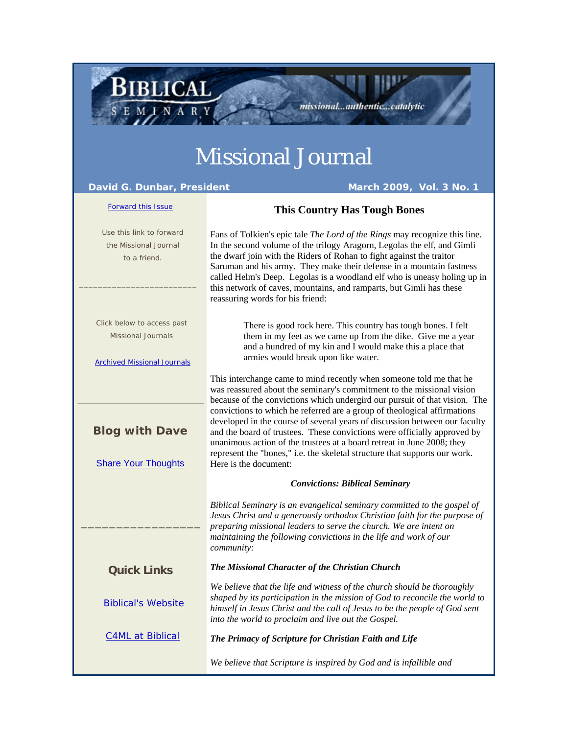BIBLICAL SEMINARY

missional...authentic...catalytic

# Missional Journal

**David G. Dunbar, President** — **March 2009, Vol. 3 No. 1**

[Forward this Issue]

Use this link to forward the Missional Journal to a friend.

Click below to access past Missional Journals

[Archived Missional Journals]

### Blog with Dave

[Share Your Thoughts]

### Quick Links

[Biblical's Website]

[C4ML at Biblical]

## This Country Has Tough Bones

Fans of Tolkien's epic tale *The Lord of the Rings* may recognize this line. In the second volume of the trilogy Aragorn, Legolas the elf, and Gimli the dwarf join with the Riders of Rohan to fight against the traitor Saruman and his army. They make their defense in a mountain fastness called Helm's Deep. Legolas is a woodland elf who is uneasy holing up in this network of caves, mountains, and ramparts, but Gimli has these reassuring words for his friend:

> There is good rock here. This country has tough bones. I felt them in my feet as we came up from the dike. Give me a year and a hundred of my kin and I would make this a place that armies would break upon like water.

This interchange came to mind recently when someone told me that he was reassured about the seminary's commitment to the missional vision because of the convictions which undergird our pursuit of that vision. The convictions to which he referred are a group of theological affirmations developed in the course of several years of discussion between our faculty and the board of trustees. These convictions were officially approved by unanimous action of the trustees at a board retreat in June 2008; they represent the "bones," i.e. the skeletal structure that supports our work. Here is the document:

***Convictions: Biblical Seminary***

*Biblical Seminary is an evangelical seminary committed to the gospel of Jesus Christ and a generously orthodox Christian faith for the purpose of preparing missional leaders to serve the church. We are intent on maintaining the following convictions in the life and work of our community:*

***The Missional Character of the Christian Church***

*We believe that the life and witness of the church should be thoroughly shaped by its participation in the mission of God to reconcile the world to himself in Jesus Christ and the call of Jesus to be the people of God sent into the world to proclaim and live out the Gospel.*

***The Primacy of Scripture for Christian Faith and Life***

*We believe that Scripture is inspired by God and is infallible and*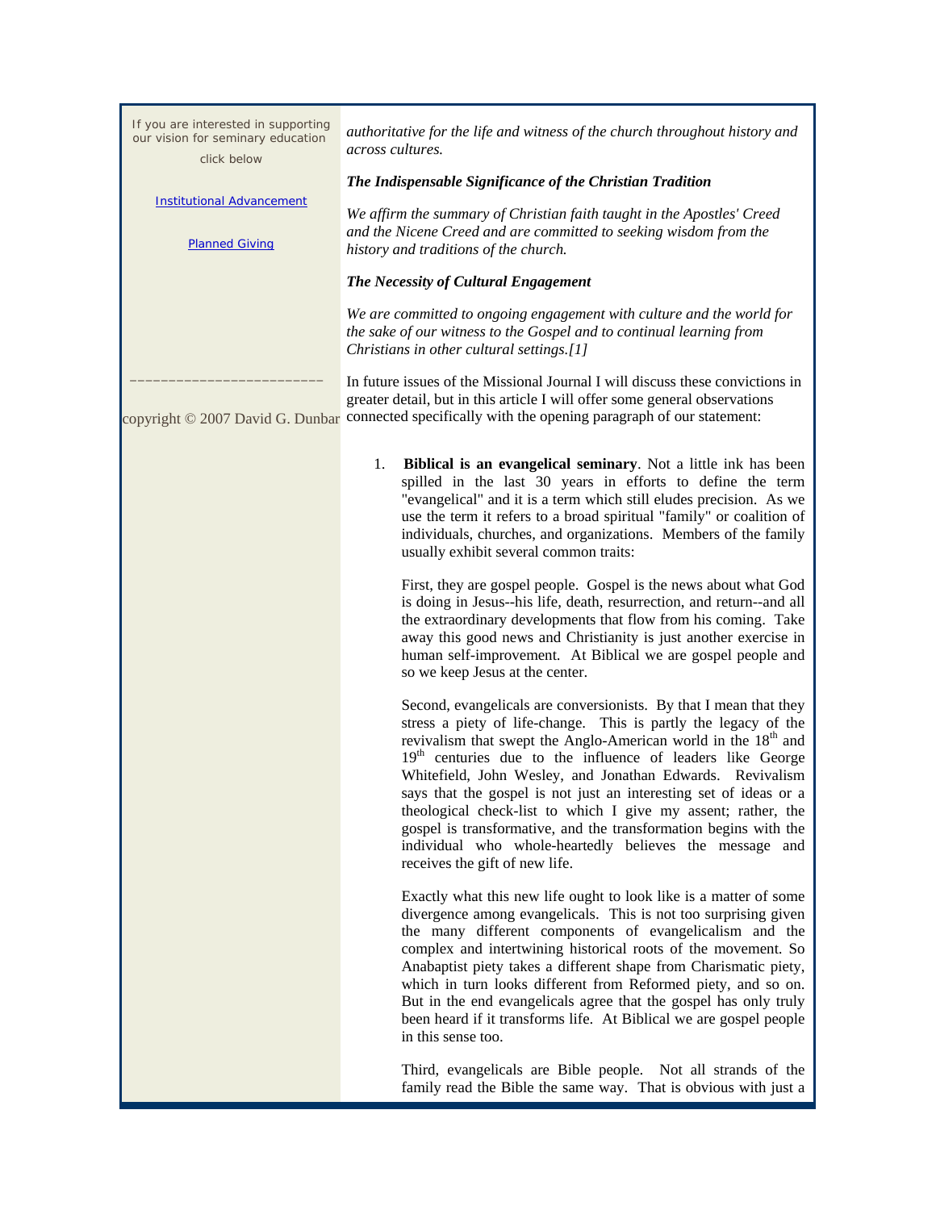If you are interested in supporting our vision for seminary education

click below

Institutional Advancement

Planned Giving

---

copyright © 2007 David G. Dunbar

*authoritative for the life and witness of the church throughout history and across cultures.*

***The Indispensable Significance of the Christian Tradition***

*We affirm the summary of Christian faith taught in the Apostles' Creed and the Nicene Creed and are committed to seeking wisdom from the history and traditions of the church.*

***The Necessity of Cultural Engagement***

*We are committed to ongoing engagement with culture and the world for the sake of our witness to the Gospel and to continual learning from Christians in other cultural settings.[1]*

In future issues of the Missional Journal I will discuss these convictions in greater detail, but in this article I will offer some general observations connected specifically with the opening paragraph of our statement:

1. **Biblical is an evangelical seminary**. Not a little ink has been spilled in the last 30 years in efforts to define the term "evangelical" and it is a term which still eludes precision. As we use the term it refers to a broad spiritual "family" or coalition of individuals, churches, and organizations. Members of the family usually exhibit several common traits:

   First, they are gospel people. Gospel is the news about what God is doing in Jesus--his life, death, resurrection, and return--and all the extraordinary developments that flow from his coming. Take away this good news and Christianity is just another exercise in human self-improvement. At Biblical we are gospel people and so we keep Jesus at the center.

   Second, evangelicals are conversionists. By that I mean that they stress a piety of life-change. This is partly the legacy of the revivalism that swept the Anglo-American world in the 18th and 19th centuries due to the influence of leaders like George Whitefield, John Wesley, and Jonathan Edwards. Revivalism says that the gospel is not just an interesting set of ideas or a theological check-list to which I give my assent; rather, the gospel is transformative, and the transformation begins with the individual who whole-heartedly believes the message and receives the gift of new life.

   Exactly what this new life ought to look like is a matter of some divergence among evangelicals. This is not too surprising given the many different components of evangelicalism and the complex and intertwining historical roots of the movement. So Anabaptist piety takes a different shape from Charismatic piety, which in turn looks different from Reformed piety, and so on. But in the end evangelicals agree that the gospel has only truly been heard if it transforms life. At Biblical we are gospel people in this sense too.

   Third, evangelicals are Bible people. Not all strands of the family read the Bible the same way. That is obvious with just a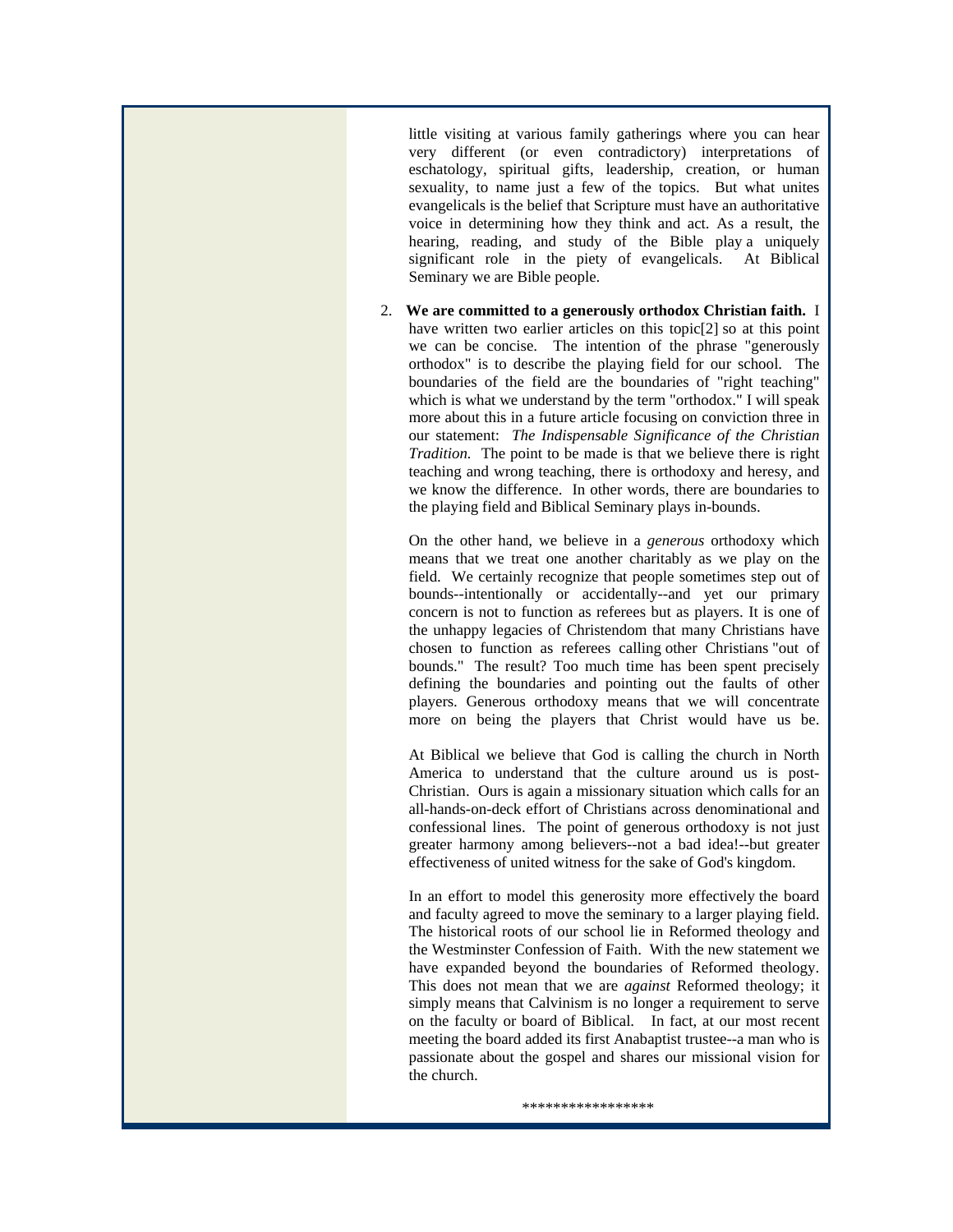little visiting at various family gatherings where you can hear very different (or even contradictory) interpretations of eschatology, spiritual gifts, leadership, creation, or human sexuality, to name just a few of the topics. But what unites evangelicals is the belief that Scripture must have an authoritative voice in determining how they think and act. As a result, the hearing, reading, and study of the Bible play a uniquely significant role in the piety of evangelicals. At Biblical Seminary we are Bible people.

2. **We are committed to a generously orthodox Christian faith.** I have written two earlier articles on this topic[2] so at this point we can be concise. The intention of the phrase "generously orthodox" is to describe the playing field for our school. The boundaries of the field are the boundaries of "right teaching" which is what we understand by the term "orthodox." I will speak more about this in a future article focusing on conviction three in our statement: *The Indispensable Significance of the Christian Tradition.* The point to be made is that we believe there is right teaching and wrong teaching, there is orthodoxy and heresy, and we know the difference. In other words, there are boundaries to the playing field and Biblical Seminary plays in-bounds.

   On the other hand, we believe in a *generous* orthodoxy which means that we treat one another charitably as we play on the field. We certainly recognize that people sometimes step out of bounds--intentionally or accidentally--and yet our primary concern is not to function as referees but as players. It is one of the unhappy legacies of Christendom that many Christians have chosen to function as referees calling other Christians "out of bounds." The result? Too much time has been spent precisely defining the boundaries and pointing out the faults of other players. Generous orthodoxy means that we will concentrate more on being the players that Christ would have us be.

   At Biblical we believe that God is calling the church in North America to understand that the culture around us is post-Christian. Ours is again a missionary situation which calls for an all-hands-on-deck effort of Christians across denominational and confessional lines. The point of generous orthodoxy is not just greater harmony among believers--not a bad idea!--but greater effectiveness of united witness for the sake of God's kingdom.

   In an effort to model this generosity more effectively the board and faculty agreed to move the seminary to a larger playing field. The historical roots of our school lie in Reformed theology and the Westminster Confession of Faith. With the new statement we have expanded beyond the boundaries of Reformed theology. This does not mean that we are *against* Reformed theology; it simply means that Calvinism is no longer a requirement to serve on the faculty or board of Biblical. In fact, at our most recent meeting the board added its first Anabaptist trustee--a man who is passionate about the gospel and shares our missional vision for the church.

****************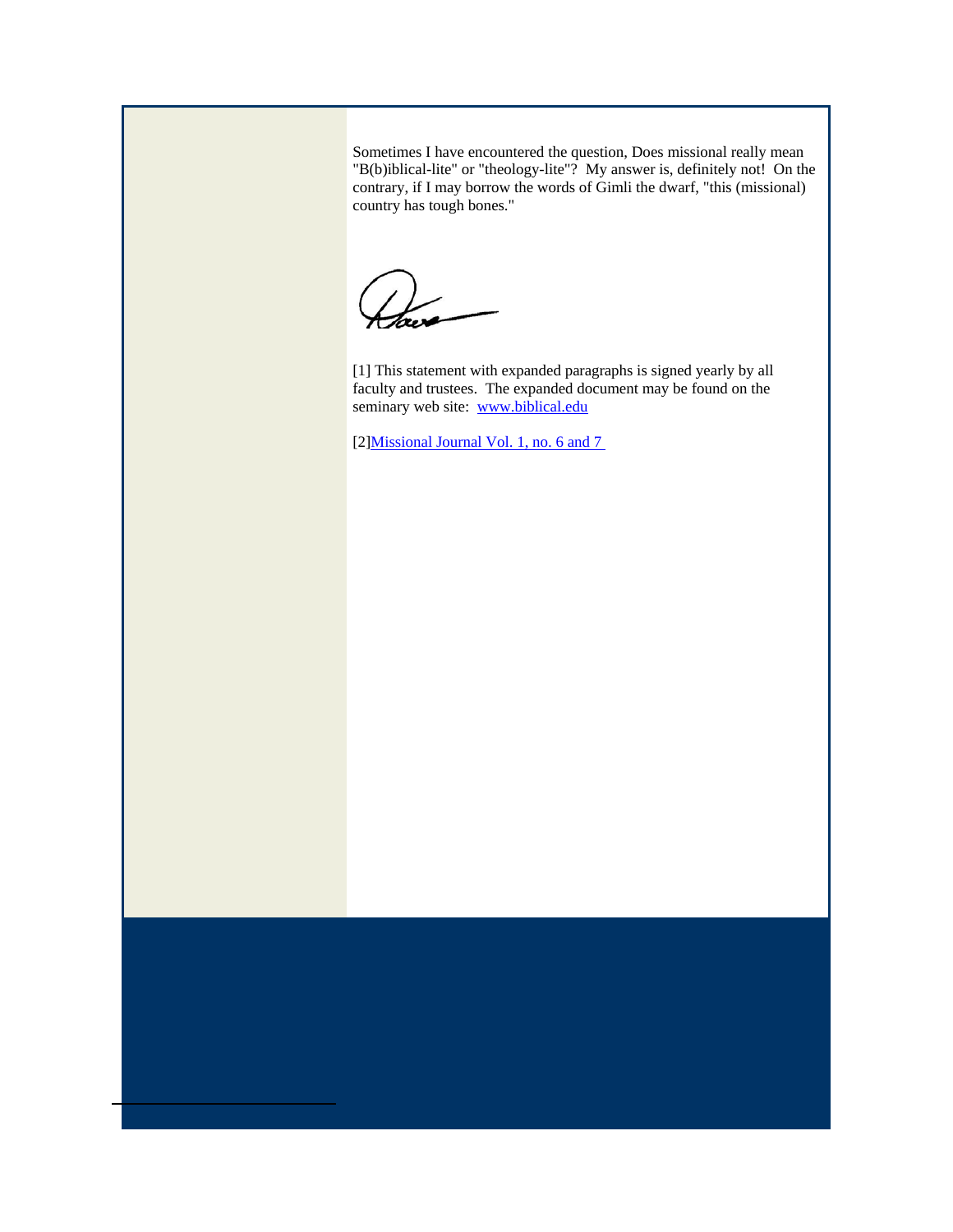Sometimes I have encountered the question, Does missional really mean "B(b)iblical-lite" or "theology-lite"? My answer is, definitely not! On the contrary, if I may borrow the words of Gimli the dwarf, "this (missional) country has tough bones."

[1] This statement with expanded paragraphs is signed yearly by all faculty and trustees. The expanded document may be found on the seminary web site: www.biblical.edu

[2]Missional Journal Vol. 1, no. 6 and 7